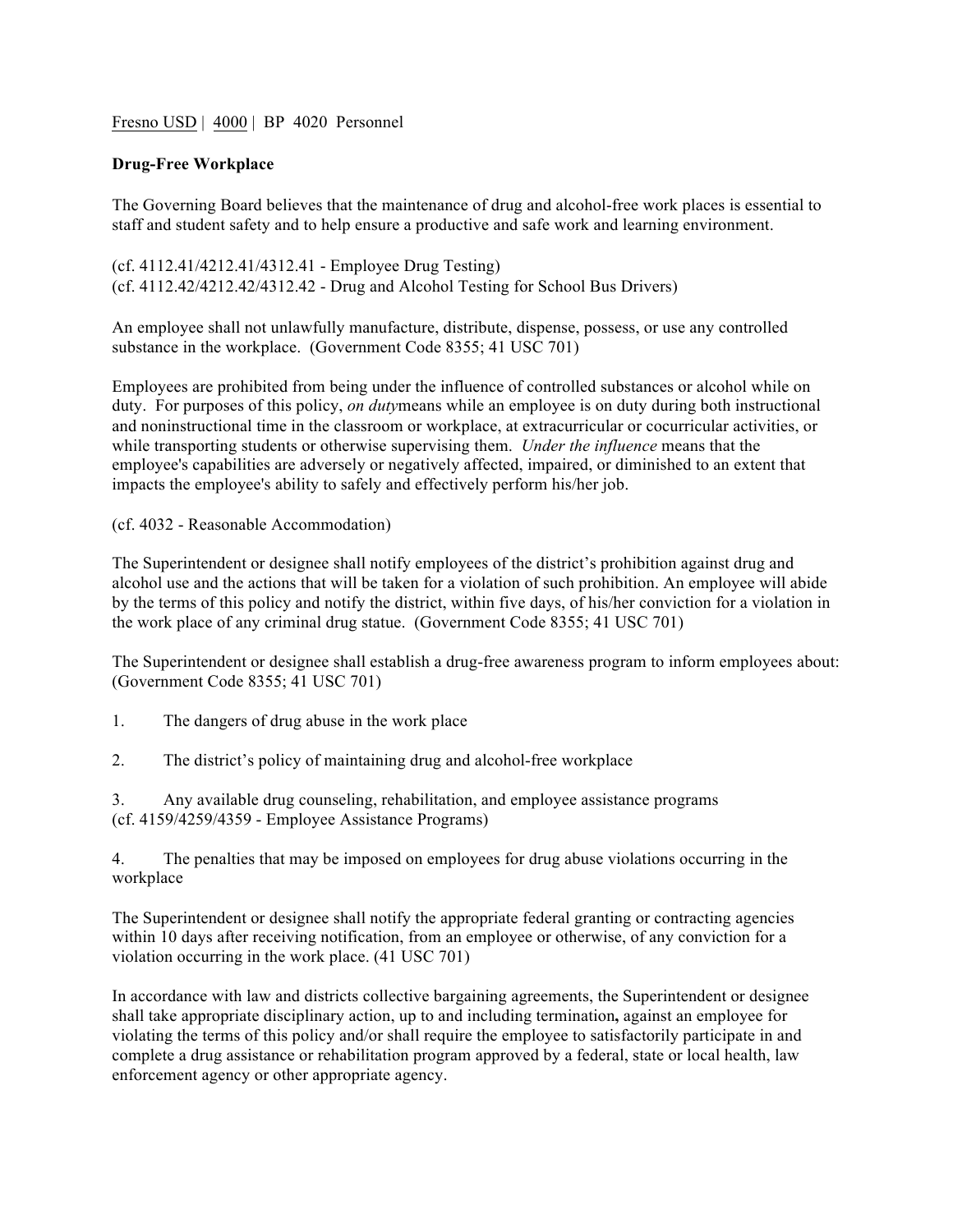Fresno USD | 4000 | BP 4020 Personnel

**Drug-Free Workplace**

The Governing Board believes that the maintenance of drug and alcohol-free work places is essential to staff and student safety and to help ensure a productive and safe work and learning environment.

(cf. 4112.41/4212.41/4312.41 - Employee Drug Testing)
(cf. 4112.42/4212.42/4312.42 - Drug and Alcohol Testing for School Bus Drivers)

An employee shall not unlawfully manufacture, distribute, dispense, possess, or use any controlled substance in the workplace. (Government Code 8355; 41 USC 701)

Employees are prohibited from being under the influence of controlled substances or alcohol while on duty. For purposes of this policy, *on duty*means while an employee is on duty during both instructional and noninstructional time in the classroom or workplace, at extracurricular or cocurricular activities, or while transporting students or otherwise supervising them. *Under the influence* means that the employee's capabilities are adversely or negatively affected, impaired, or diminished to an extent that impacts the employee's ability to safely and effectively perform his/her job.

(cf. 4032 - Reasonable Accommodation)

The Superintendent or designee shall notify employees of the district's prohibition against drug and alcohol use and the actions that will be taken for a violation of such prohibition. An employee will abide by the terms of this policy and notify the district, within five days, of his/her conviction for a violation in the work place of any criminal drug statue. (Government Code 8355; 41 USC 701)

The Superintendent or designee shall establish a drug-free awareness program to inform employees about: (Government Code 8355; 41 USC 701)

1. The dangers of drug abuse in the work place

2. The district's policy of maintaining drug and alcohol-free workplace

3. Any available drug counseling, rehabilitation, and employee assistance programs
(cf. 4159/4259/4359 - Employee Assistance Programs)

4. The penalties that may be imposed on employees for drug abuse violations occurring in the workplace

The Superintendent or designee shall notify the appropriate federal granting or contracting agencies within 10 days after receiving notification, from an employee or otherwise, of any conviction for a violation occurring in the work place. (41 USC 701)

In accordance with law and districts collective bargaining agreements, the Superintendent or designee shall take appropriate disciplinary action, up to and including termination**,** against an employee for violating the terms of this policy and/or shall require the employee to satisfactorily participate in and complete a drug assistance or rehabilitation program approved by a federal, state or local health, law enforcement agency or other appropriate agency.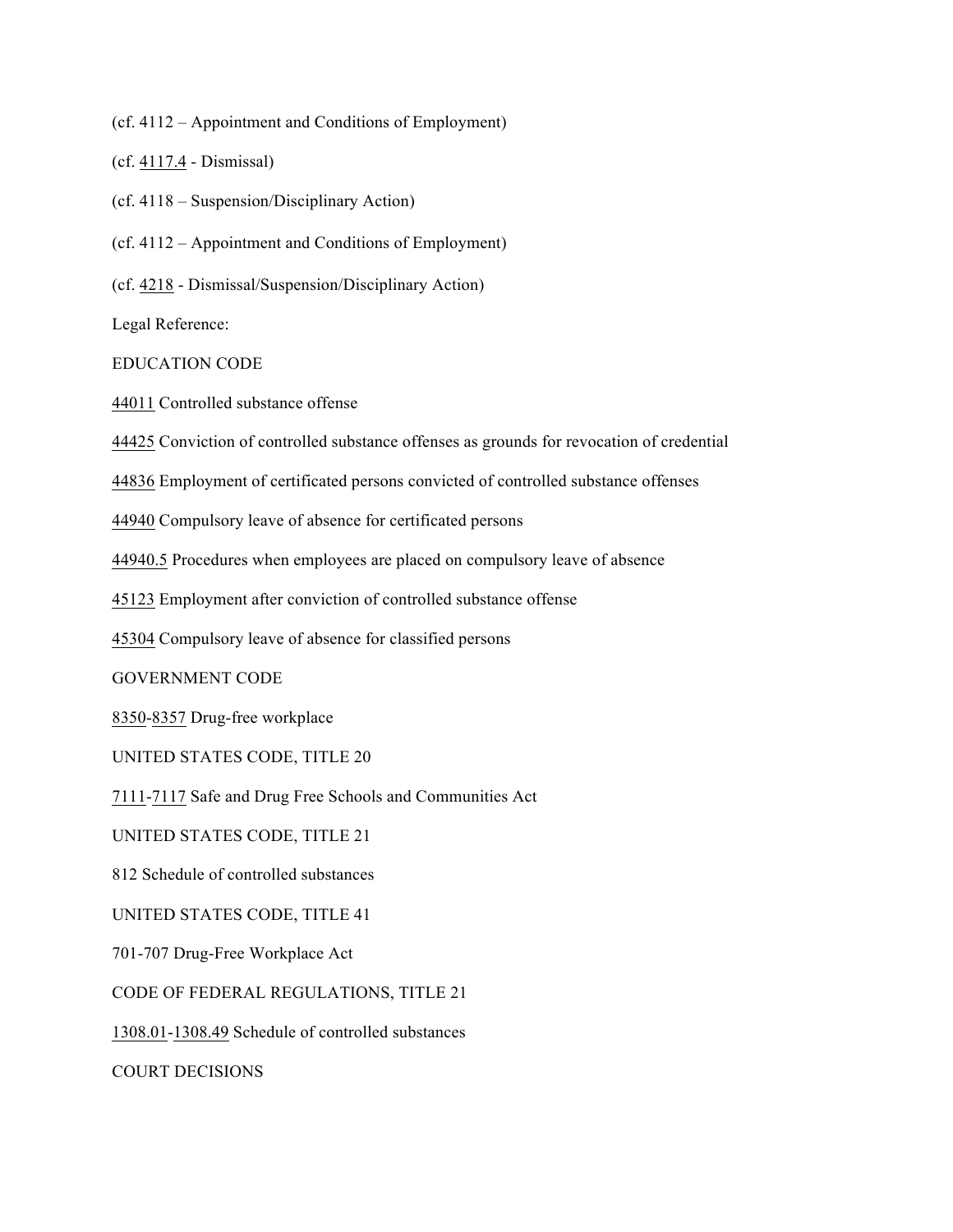(cf. 4112 – Appointment and Conditions of Employment)

(cf. 4117.4 - Dismissal)

(cf. 4118 – Suspension/Disciplinary Action)

(cf. 4112 – Appointment and Conditions of Employment)

(cf. 4218 - Dismissal/Suspension/Disciplinary Action)

Legal Reference:

EDUCATION CODE

44011 Controlled substance offense

44425 Conviction of controlled substance offenses as grounds for revocation of credential

44836 Employment of certificated persons convicted of controlled substance offenses

44940 Compulsory leave of absence for certificated persons

44940.5 Procedures when employees are placed on compulsory leave of absence

45123 Employment after conviction of controlled substance offense

45304 Compulsory leave of absence for classified persons

GOVERNMENT CODE

8350-8357 Drug-free workplace

UNITED STATES CODE, TITLE 20

7111-7117 Safe and Drug Free Schools and Communities Act

UNITED STATES CODE, TITLE 21

812 Schedule of controlled substances

UNITED STATES CODE, TITLE 41

701-707 Drug-Free Workplace Act

CODE OF FEDERAL REGULATIONS, TITLE 21

1308.01-1308.49 Schedule of controlled substances

COURT DECISIONS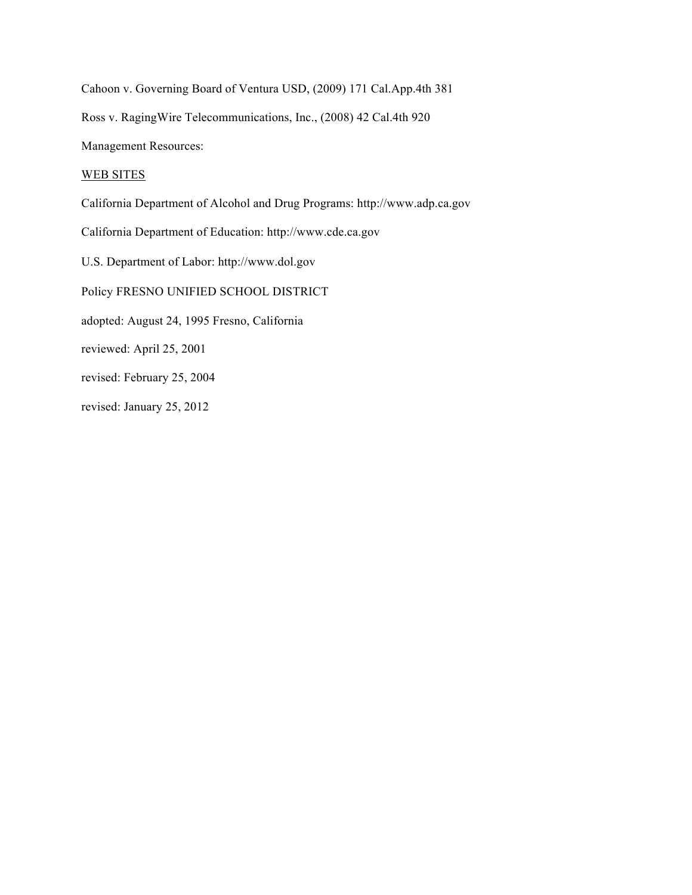Cahoon v. Governing Board of Ventura USD, (2009) 171 Cal.App.4th 381

Ross v. RagingWire Telecommunications, Inc., (2008) 42 Cal.4th 920

Management Resources:

<u>WEB SITES</u>

California Department of Alcohol and Drug Programs: http://www.adp.ca.gov

California Department of Education: http://www.cde.ca.gov

U.S. Department of Labor: http://www.dol.gov

Policy FRESNO UNIFIED SCHOOL DISTRICT

adopted: August 24, 1995 Fresno, California

reviewed: April 25, 2001

revised: February 25, 2004

revised: January 25, 2012